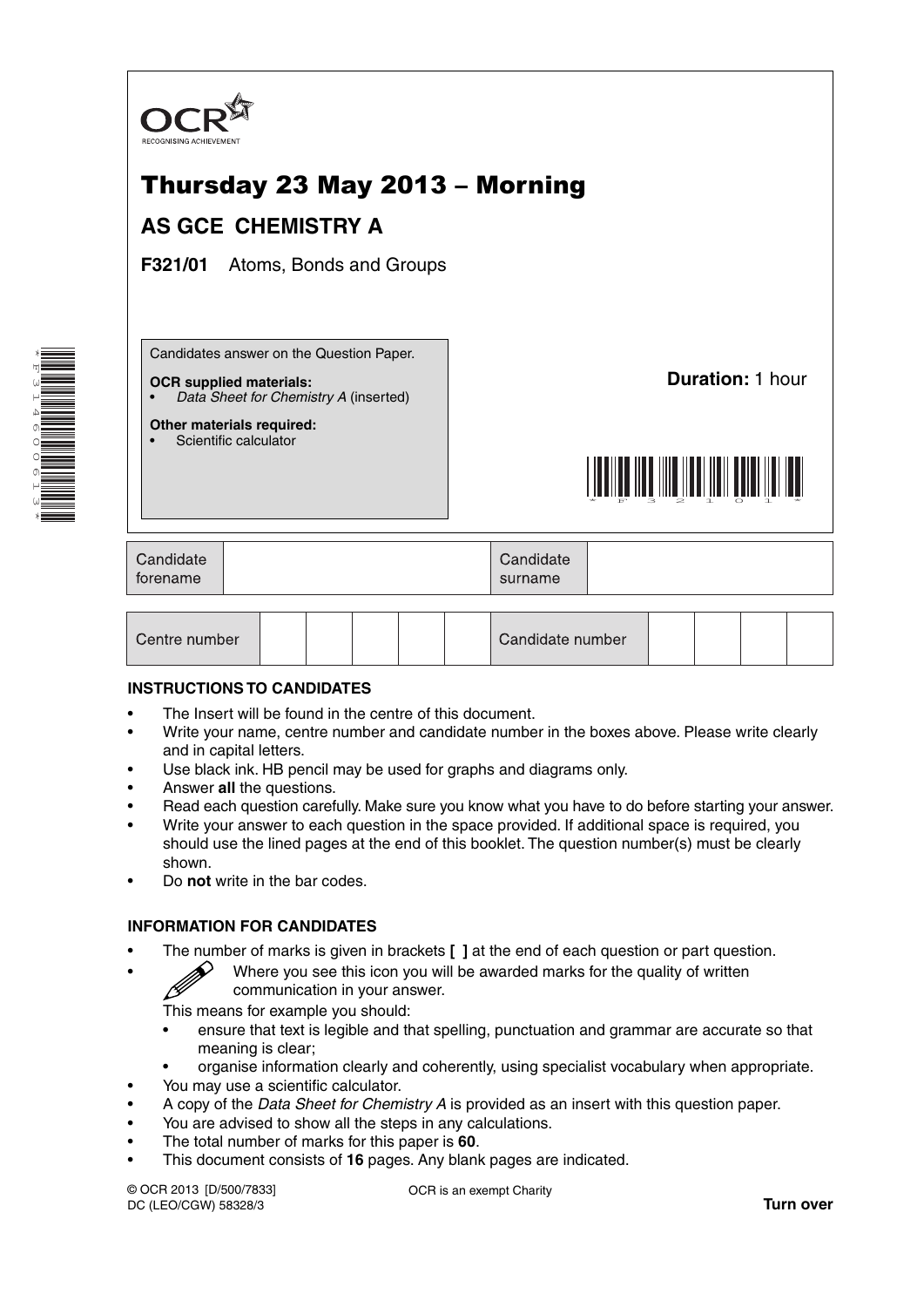OCR
RECOGNISING ACHIEVEMENT

# Thursday 23 May 2013 – Morning

## AS GCE CHEMISTRY A

**F321/01** Atoms, Bonds and Groups

Candidates answer on the Question Paper.

**OCR supplied materials:**
- *Data Sheet for Chemistry A* (inserted)

**Other materials required:**
- Scientific calculator

**Duration:** 1 hour

| Candidate forename | | Candidate surname | |
|---|---|---|---|

| Centre number | | | | | | Candidate number | | | | |
|---|---|---|---|---|---|---|---|---|---|---|

### INSTRUCTIONS TO CANDIDATES

- The Insert will be found in the centre of this document.
- Write your name, centre number and candidate number in the boxes above. Please write clearly and in capital letters.
- Use black ink. HB pencil may be used for graphs and diagrams only.
- Answer **all** the questions.
- Read each question carefully. Make sure you know what you have to do before starting your answer.
- Write your answer to each question in the space provided. If additional space is required, you should use the lined pages at the end of this booklet. The question number(s) must be clearly shown.
- Do **not** write in the bar codes.

### INFORMATION FOR CANDIDATES

- The number of marks is given in brackets **[ ]** at the end of each question or part question.
- Where you see this icon you will be awarded marks for the quality of written communication in your answer.

  This means for example you should:
  - ensure that text is legible and that spelling, punctuation and grammar are accurate so that meaning is clear;
  - organise information clearly and coherently, using specialist vocabulary when appropriate.
- You may use a scientific calculator.
- A copy of the *Data Sheet for Chemistry A* is provided as an insert with this question paper.
- You are advised to show all the steps in any calculations.
- The total number of marks for this paper is **60**.
- This document consists of **16** pages. Any blank pages are indicated.

© OCR 2013 [D/500/7833]
DC (LEO/CGW) 58328/3

OCR is an exempt Charity

**Turn over**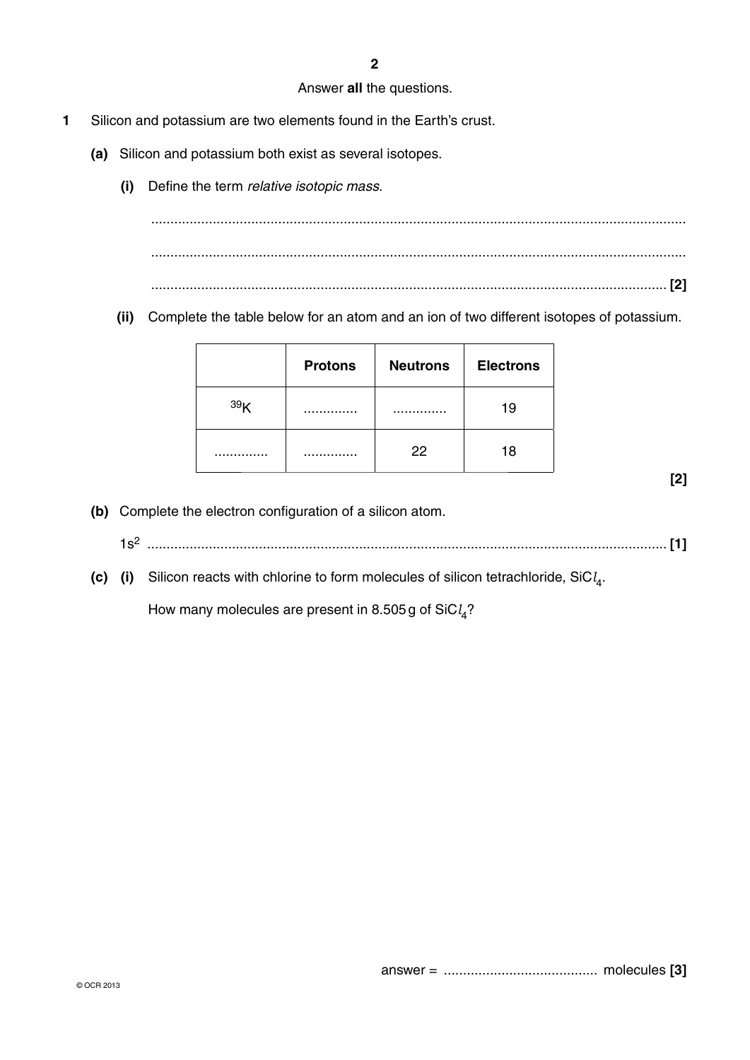Answer **all** the questions.

**1** Silicon and potassium are two elements found in the Earth's crust.

**(a)** Silicon and potassium both exist as several isotopes.

**(i)** Define the term *relative isotopic mass*.

..........................................................................................................................................

..........................................................................................................................................

.................................................................................................................................... **[2]**

**(ii)** Complete the table below for an atom and an ion of two different isotopes of potassium.

| | Protons | Neutrons | Electrons |
|---|---|---|---|
| $^{39}K$ | .............. | .............. | 19 |
| .............. | .............. | 22 | 18 |

**[2]**

**(b)** Complete the electron configuration of a silicon atom.

$1s^2$ .................................................................................................................................... **[1]**

**(c) (i)** Silicon reacts with chlorine to form molecules of silicon tetrachloride, $SiCl_4$.

How many molecules are present in 8.505 g of $SiCl_4$?

answer = ........................................ molecules **[3]**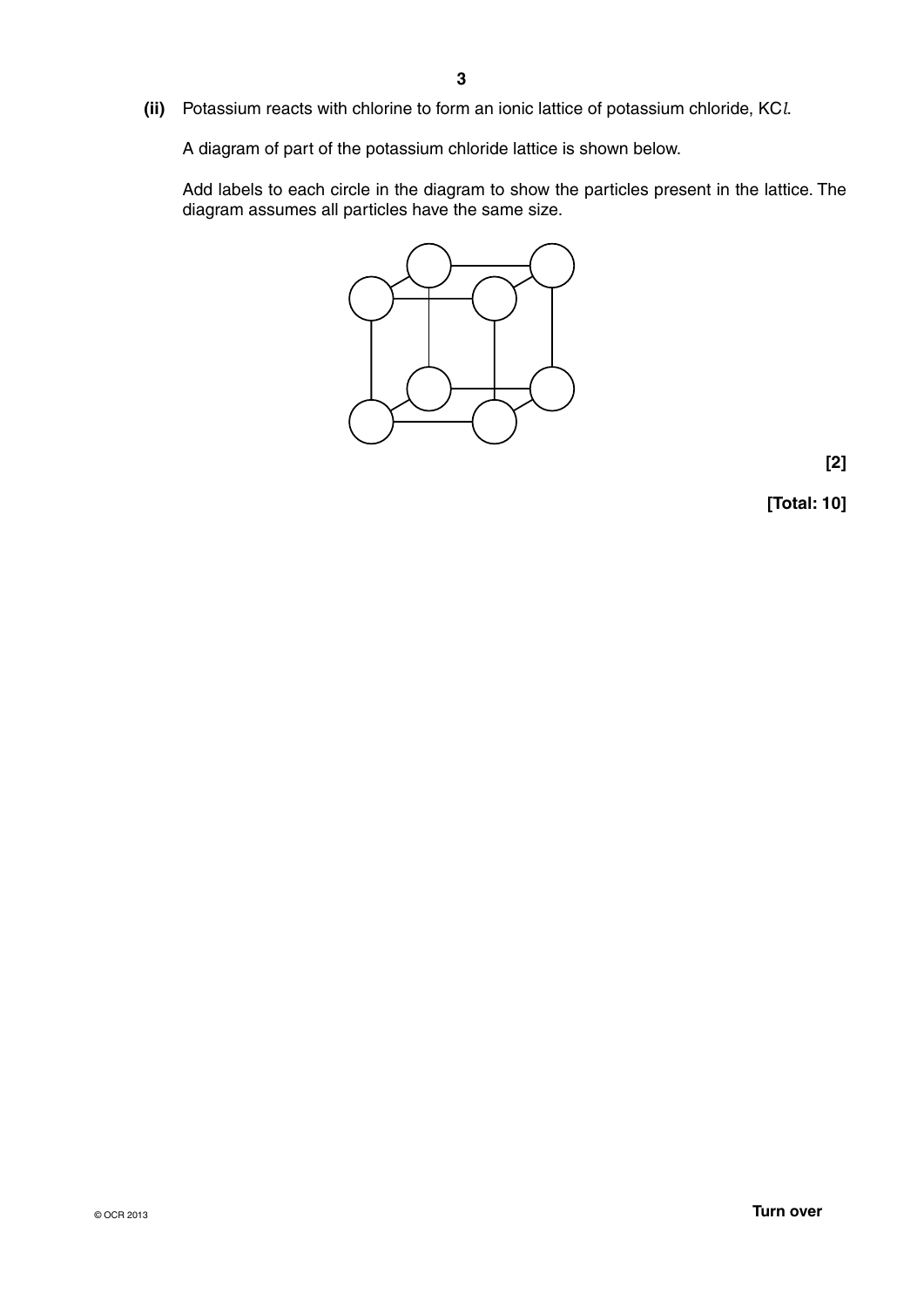**(ii)** Potassium reacts with chlorine to form an ionic lattice of potassium chloride, KC*l*.

A diagram of part of the potassium chloride lattice is shown below.

Add labels to each circle in the diagram to show the particles present in the lattice. The diagram assumes all particles have the same size.

**[2]**

**[Total: 10]**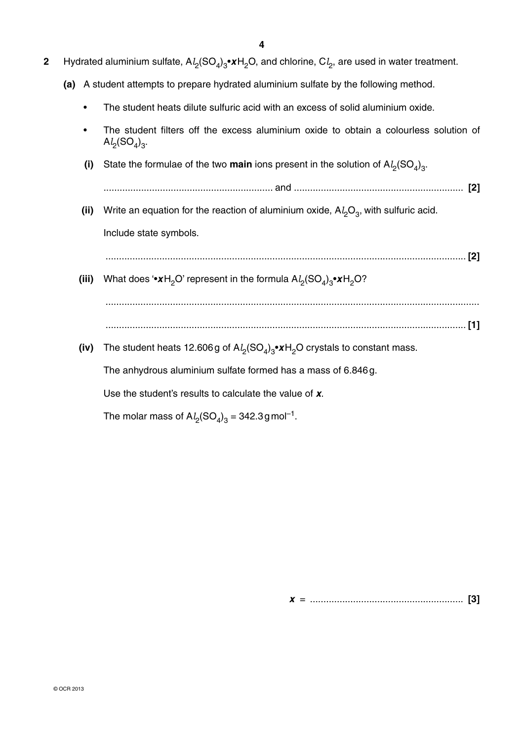**2** Hydrated aluminium sulfate, $Al_2(SO_4)_3 \bullet xH_2O$, and chlorine, $Cl_2$, are used in water treatment.

**(a)** A student attempts to prepare hydrated aluminium sulfate by the following method.

- The student heats dilute sulfuric acid with an excess of solid aluminium oxide.
- The student filters off the excess aluminium oxide to obtain a colourless solution of $Al_2(SO_4)_3$.

**(i)** State the formulae of the two **main** ions present in the solution of $Al_2(SO_4)_3$.

.............................................................. and .............................................................. **[2]**

**(ii)** Write an equation for the reaction of aluminium oxide, $Al_2O_3$, with sulfuric acid.

Include state symbols.

....................................................................................................................................... **[2]**

**(iii)** What does '$\bullet xH_2O$' represent in the formula $Al_2(SO_4)_3 \bullet xH_2O$?

.......................................................................................................................................

....................................................................................................................................... **[1]**

**(iv)** The student heats 12.606 g of $Al_2(SO_4)_3 \bullet xH_2O$ crystals to constant mass.

The anhydrous aluminium sulfate formed has a mass of 6.846 g.

Use the student's results to calculate the value of $x$.

The molar mass of $Al_2(SO_4)_3$ = 342.3 g mol$^{-1}$.

$x$ = ......................................................... **[3]**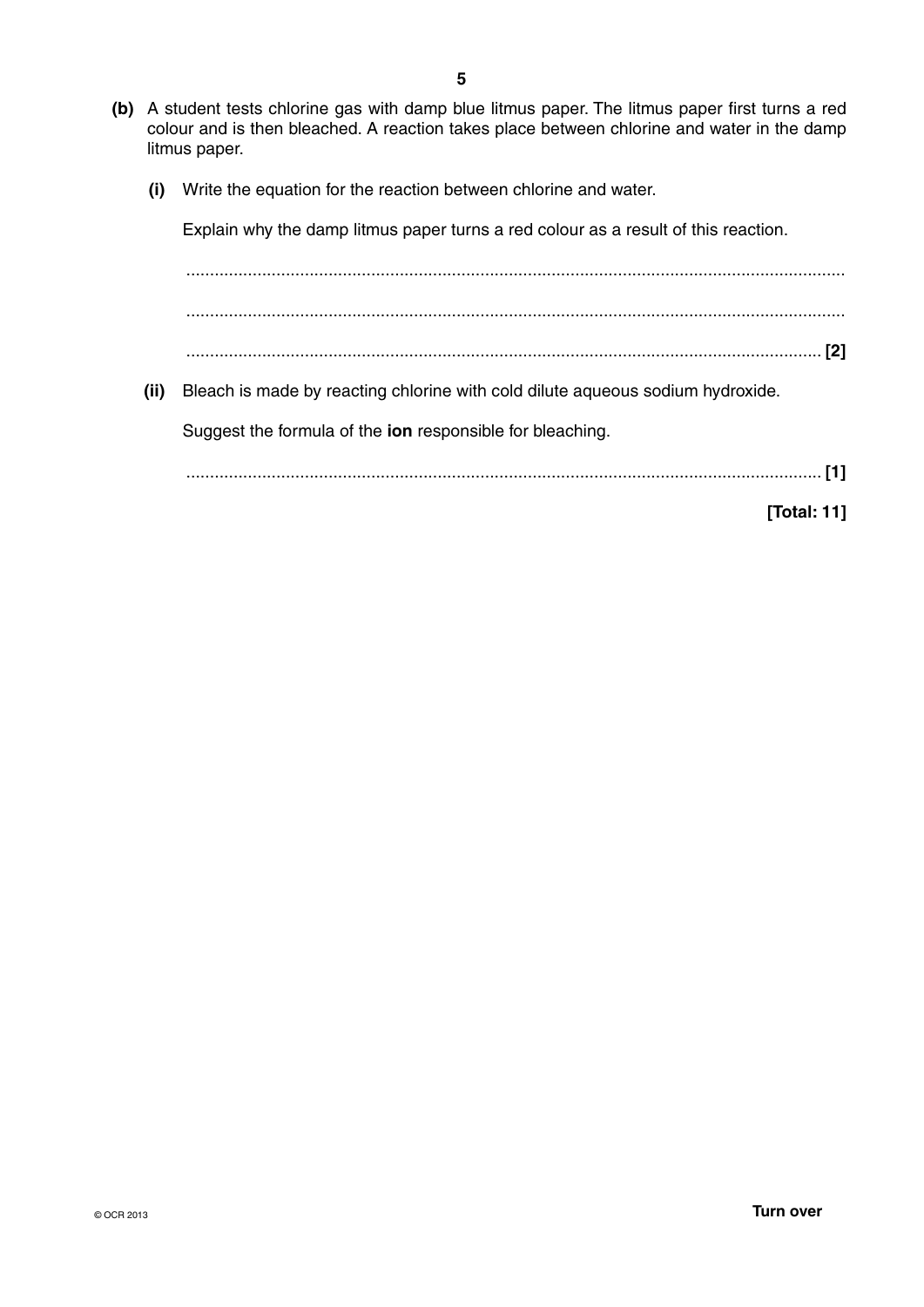**(b)** A student tests chlorine gas with damp blue litmus paper. The litmus paper first turns a red colour and is then bleached. A reaction takes place between chlorine and water in the damp litmus paper.

**(i)** Write the equation for the reaction between chlorine and water.

Explain why the damp litmus paper turns a red colour as a result of this reaction.

..........................................................................................................................................

..........................................................................................................................................

.................................................................................................................................... **[2]**

**(ii)** Bleach is made by reacting chlorine with cold dilute aqueous sodium hydroxide.

Suggest the formula of the **ion** responsible for bleaching.

.................................................................................................................................... **[1]**

**[Total: 11]**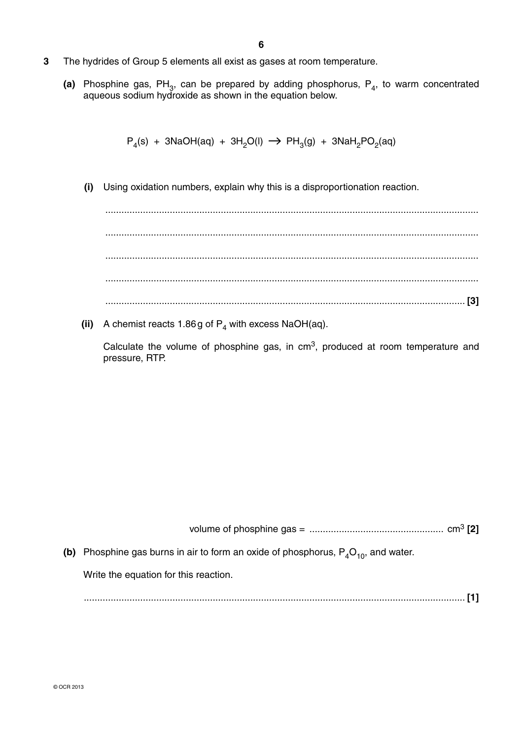**3** The hydrides of Group 5 elements all exist as gases at room temperature.

**(a)** Phosphine gas, $PH_3$, can be prepared by adding phosphorus, $P_4$, to warm concentrated aqueous sodium hydroxide as shown in the equation below.

$$P_4(s) + 3NaOH(aq) + 3H_2O(l) \rightarrow PH_3(g) + 3NaH_2PO_2(aq)$$

**(i)** Using oxidation numbers, explain why this is a disproportionation reaction.

..........................................................................................................................................

..........................................................................................................................................

..........................................................................................................................................

..........................................................................................................................................

.................................................................................................................................... **[3]**

**(ii)** A chemist reacts 1.86 g of $P_4$ with excess NaOH(aq).

Calculate the volume of phosphine gas, in $cm^3$, produced at room temperature and pressure, RTP.

volume of phosphine gas = .................................................. $cm^3$ **[2]**

**(b)** Phosphine gas burns in air to form an oxide of phosphorus, $P_4O_{10}$, and water.

Write the equation for this reaction.

.................................................................................................................................... **[1]**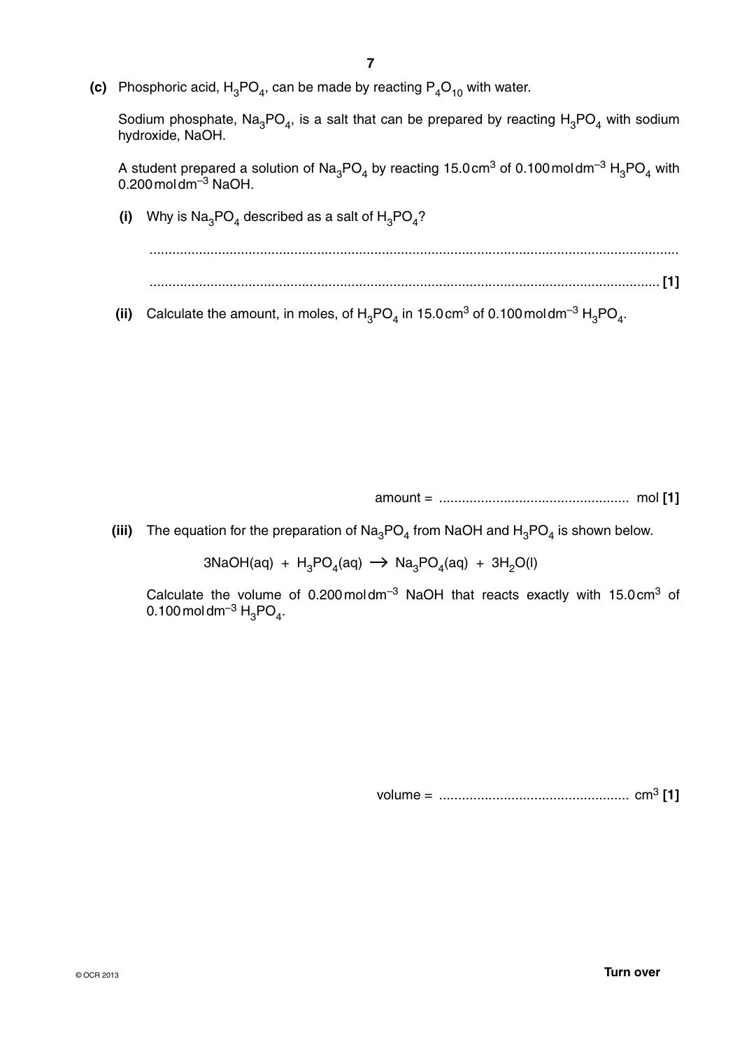**(c)** Phosphoric acid, $H_3PO_4$, can be made by reacting $P_4O_{10}$ with water.

Sodium phosphate, $Na_3PO_4$, is a salt that can be prepared by reacting $H_3PO_4$ with sodium hydroxide, NaOH.

A student prepared a solution of $Na_3PO_4$ by reacting 15.0 cm$^3$ of 0.100 mol dm$^{-3}$ $H_3PO_4$ with 0.200 mol dm$^{-3}$ NaOH.

**(i)** Why is $Na_3PO_4$ described as a salt of $H_3PO_4$?

...........................................................................................................................................

........................................................................................................................................... **[1]**

**(ii)** Calculate the amount, in moles, of $H_3PO_4$ in 15.0 cm$^3$ of 0.100 mol dm$^{-3}$ $H_3PO_4$.

amount = .................................................. mol **[1]**

**(iii)** The equation for the preparation of $Na_3PO_4$ from NaOH and $H_3PO_4$ is shown below.

$$3NaOH(aq) + H_3PO_4(aq) \longrightarrow Na_3PO_4(aq) + 3H_2O(l)$$

Calculate the volume of 0.200 mol dm$^{-3}$ NaOH that reacts exactly with 15.0 cm$^3$ of 0.100 mol dm$^{-3}$ $H_3PO_4$.

volume = .................................................. cm$^3$ **[1]**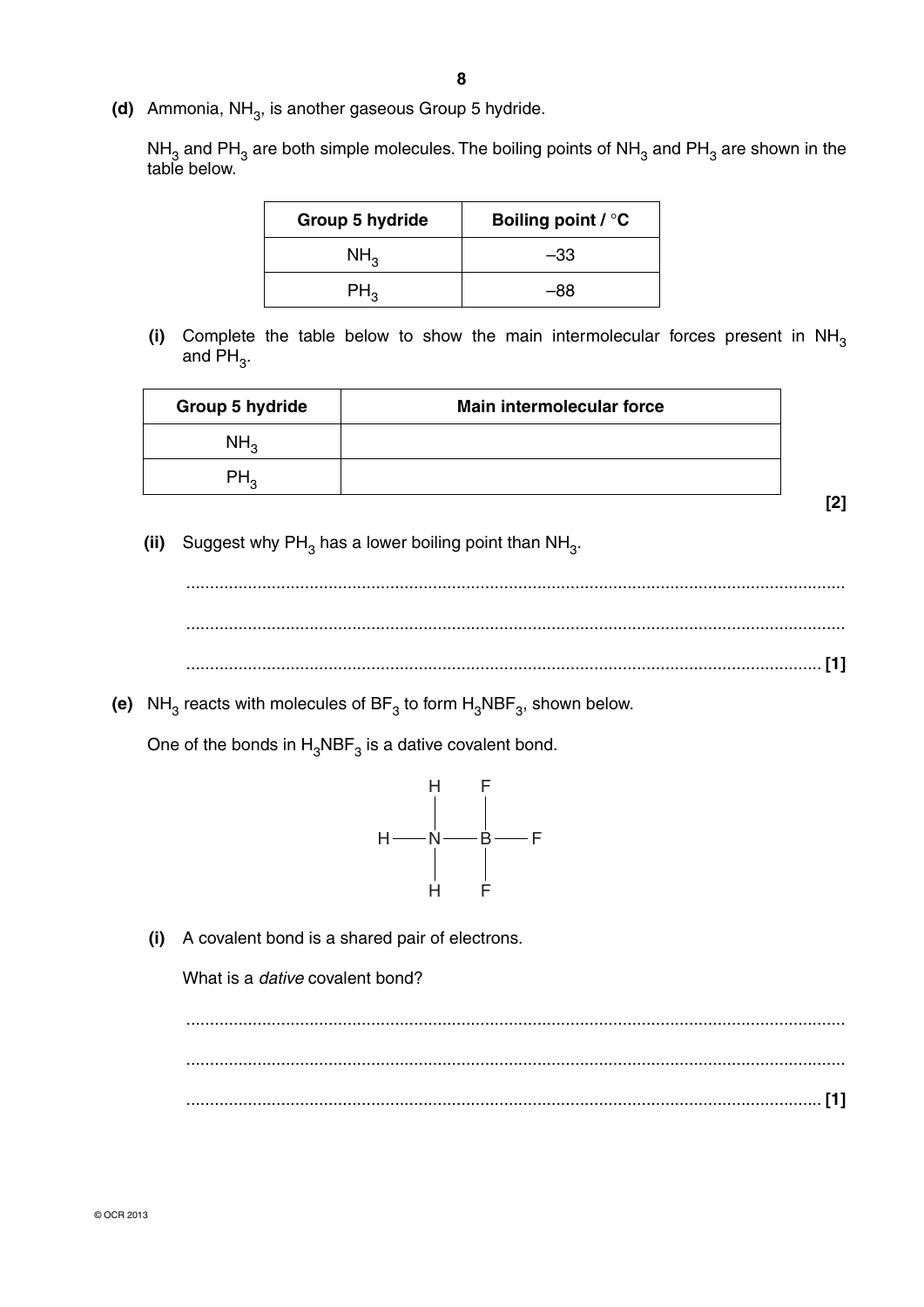**(d)** Ammonia, $NH_3$, is another gaseous Group 5 hydride.

$NH_3$ and $PH_3$ are both simple molecules. The boiling points of $NH_3$ and $PH_3$ are shown in the table below.

| Group 5 hydride | Boiling point / °C |
|---|---|
| $NH_3$ | –33 |
| $PH_3$ | –88 |

**(i)** Complete the table below to show the main intermolecular forces present in $NH_3$ and $PH_3$.

| Group 5 hydride | Main intermolecular force |
|---|---|
| $NH_3$ | |
| $PH_3$ | |

**[2]**

**(ii)** Suggest why $PH_3$ has a lower boiling point than $NH_3$.

...........................................................................................................................................

...........................................................................................................................................

........................................................................................................................................ **[1]**

**(e)** $NH_3$ reacts with molecules of $BF_3$ to form $H_3NBF_3$, shown below.

One of the bonds in $H_3NBF_3$ is a dative covalent bond.

```
     H     F
     |     |
H —— N ——— B —— F
     |     |
     H     F
```

**(i)** A covalent bond is a shared pair of electrons.

What is a *dative* covalent bond?

...........................................................................................................................................

...........................................................................................................................................

........................................................................................................................................ **[1]**

© OCR 2013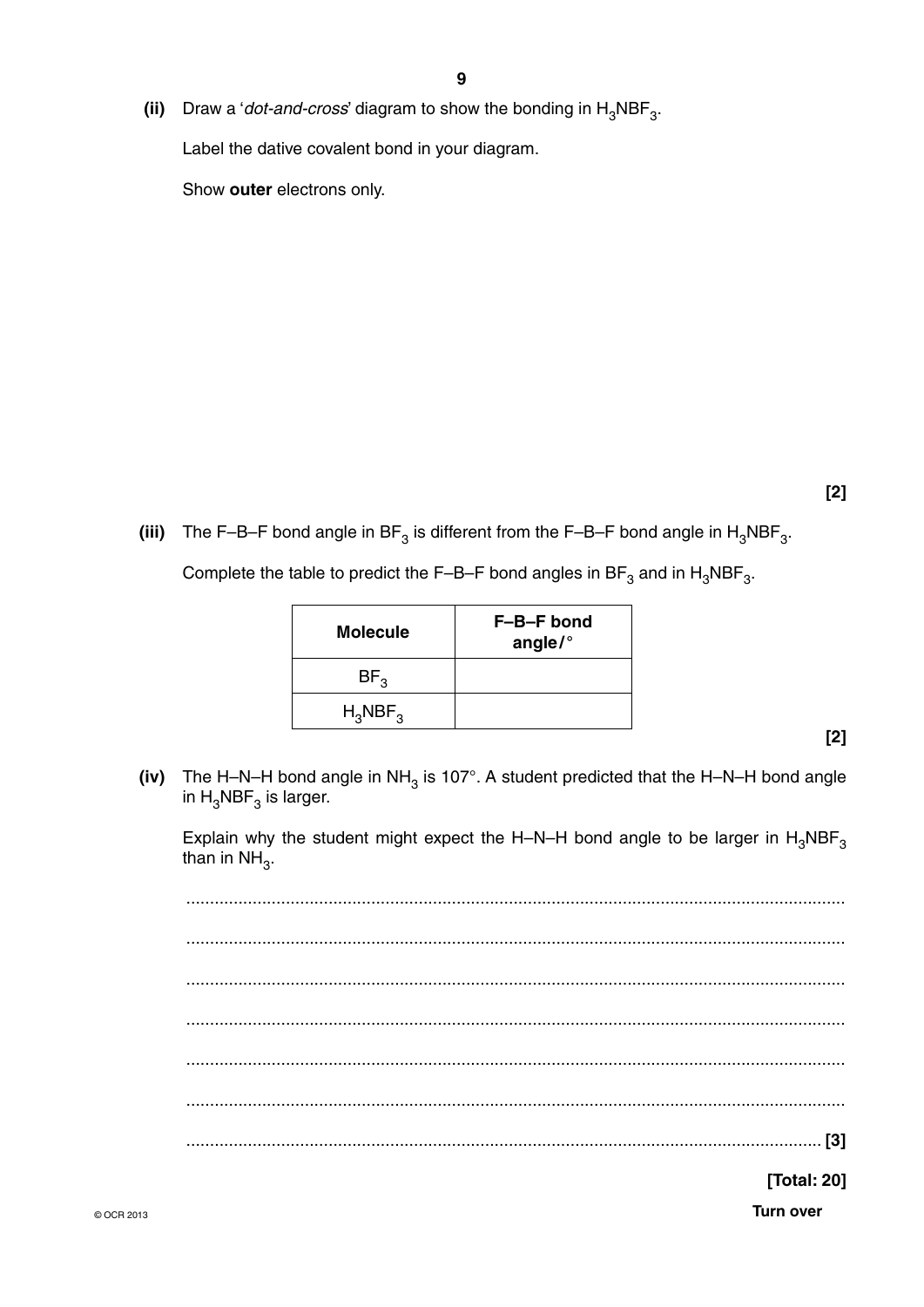**(ii)** Draw a '*dot-and-cross*' diagram to show the bonding in $H_3NBF_3$.

Label the dative covalent bond in your diagram.

Show **outer** electrons only.

**[2]**

**(iii)** The F–B–F bond angle in $BF_3$ is different from the F–B–F bond angle in $H_3NBF_3$.

Complete the table to predict the F–B–F bond angles in $BF_3$ and in $H_3NBF_3$.

| Molecule | F–B–F bond angle/° |
|---|---|
| $BF_3$ | |
| $H_3NBF_3$ | |

**[2]**

**(iv)** The H–N–H bond angle in $NH_3$ is 107°. A student predicted that the H–N–H bond angle in $H_3NBF_3$ is larger.

Explain why the student might expect the H–N–H bond angle to be larger in $H_3NBF_3$ than in $NH_3$.

..........................................................................................................................................

..........................................................................................................................................

..........................................................................................................................................

..........................................................................................................................................

..........................................................................................................................................

..........................................................................................................................................

.................................................................................................................................... **[3]**

**[Total: 20]**

**Turn over**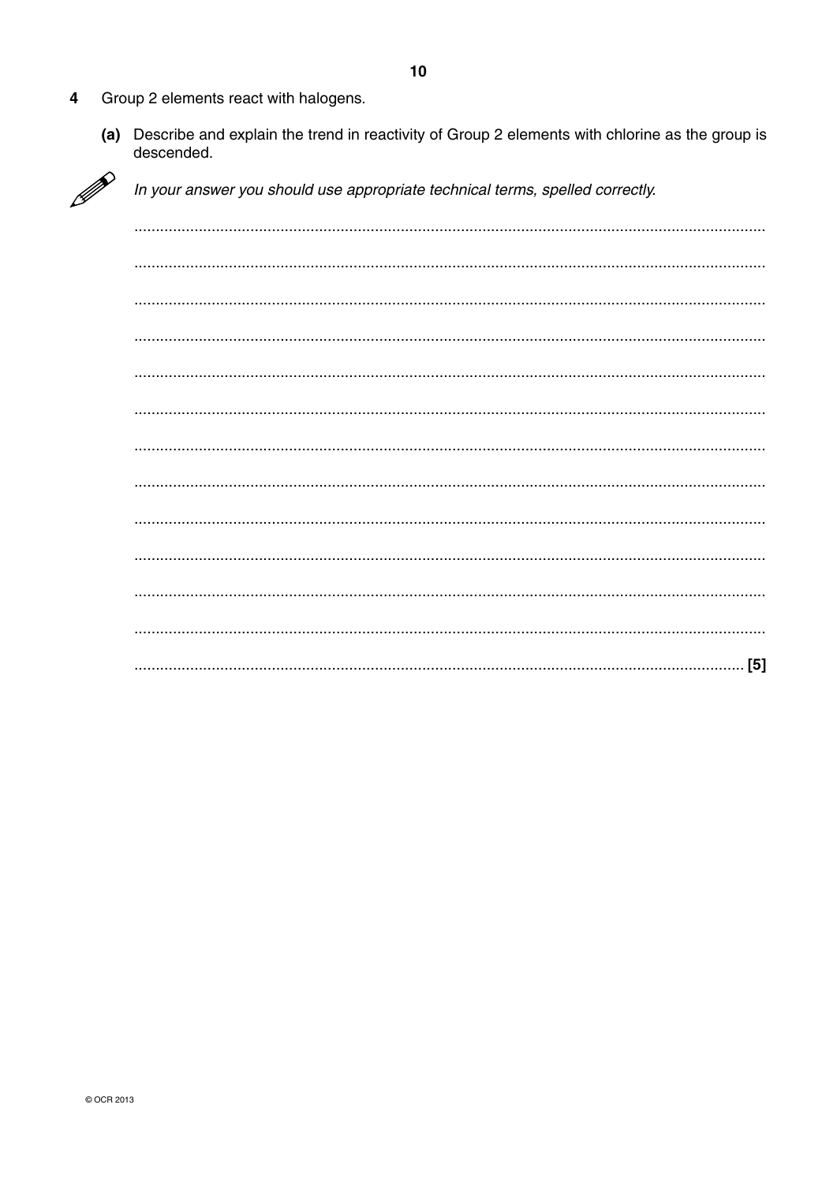**4** Group 2 elements react with halogens.

**(a)** Describe and explain the trend in reactivity of Group 2 elements with chlorine as the group is descended.

*In your answer you should use appropriate technical terms, spelled correctly.*

.......................................................................................................................................

.......................................................................................................................................

.......................................................................................................................................

.......................................................................................................................................

.......................................................................................................................................

.......................................................................................................................................

.......................................................................................................................................

.......................................................................................................................................

.......................................................................................................................................

.......................................................................................................................................

.......................................................................................................................................

.......................................................................................................................................

................................................................................................................................. [5]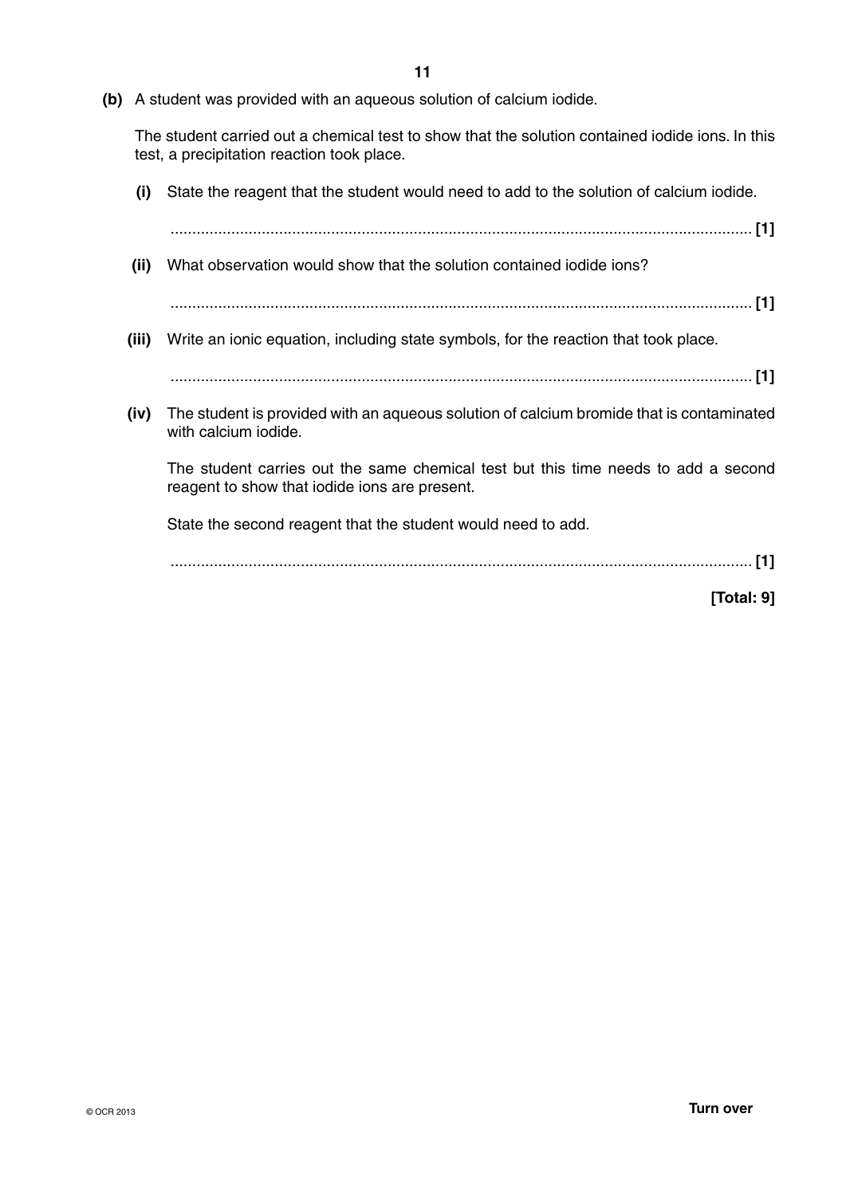**(b)** A student was provided with an aqueous solution of calcium iodide.

The student carried out a chemical test to show that the solution contained iodide ions. In this test, a precipitation reaction took place.

**(i)** State the reagent that the student would need to add to the solution of calcium iodide.

........................................................................................................................................ **[1]**

**(ii)** What observation would show that the solution contained iodide ions?

........................................................................................................................................ **[1]**

**(iii)** Write an ionic equation, including state symbols, for the reaction that took place.

........................................................................................................................................ **[1]**

**(iv)** The student is provided with an aqueous solution of calcium bromide that is contaminated with calcium iodide.

The student carries out the same chemical test but this time needs to add a second reagent to show that iodide ions are present.

State the second reagent that the student would need to add.

........................................................................................................................................ **[1]**

**[Total: 9]**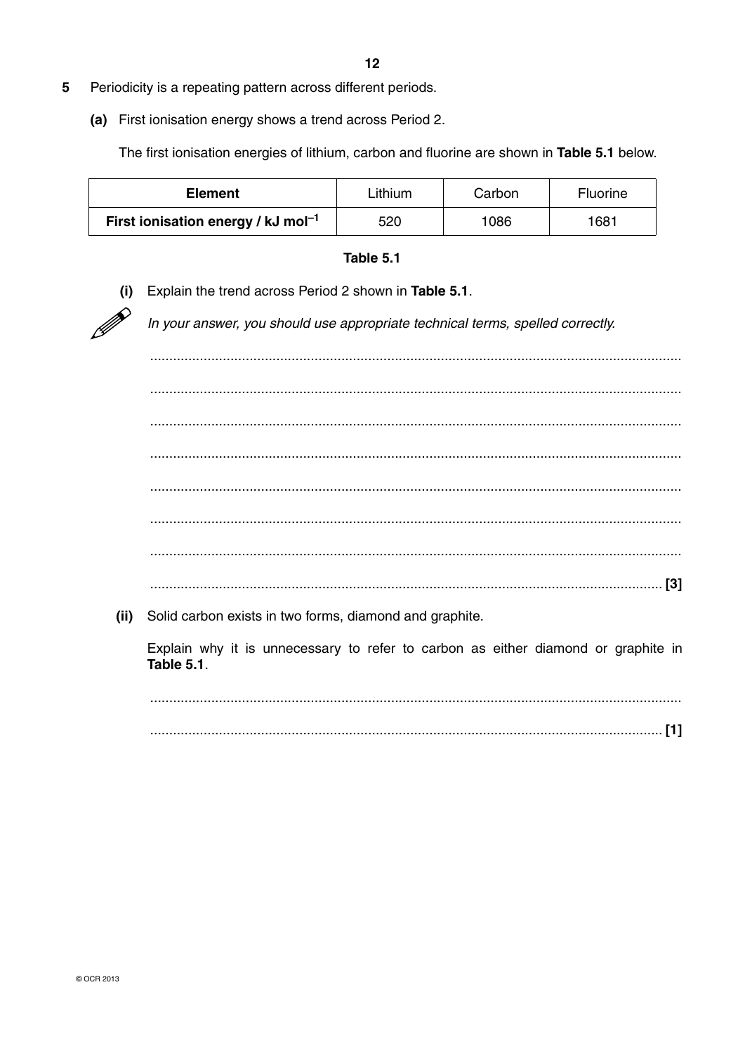**5** Periodicity is a repeating pattern across different periods.

**(a)** First ionisation energy shows a trend across Period 2.

The first ionisation energies of lithium, carbon and fluorine are shown in **Table 5.1** below.

| **Element** | Lithium | Carbon | Fluorine |
|---|---|---|---|
| **First ionisation energy / kJ mol$^{-1}$** | 520 | 1086 | 1681 |

**Table 5.1**

**(i)** Explain the trend across Period 2 shown in **Table 5.1**.

*In your answer, you should use appropriate technical terms, spelled correctly.*

.......................................................................................................................................

.......................................................................................................................................

.......................................................................................................................................

.......................................................................................................................................

.......................................................................................................................................

.......................................................................................................................................

.......................................................................................................................................

................................................................................................................................... **[3]**

**(ii)** Solid carbon exists in two forms, diamond and graphite.

Explain why it is unnecessary to refer to carbon as either diamond or graphite in **Table 5.1**.

.......................................................................................................................................

................................................................................................................................... **[1]**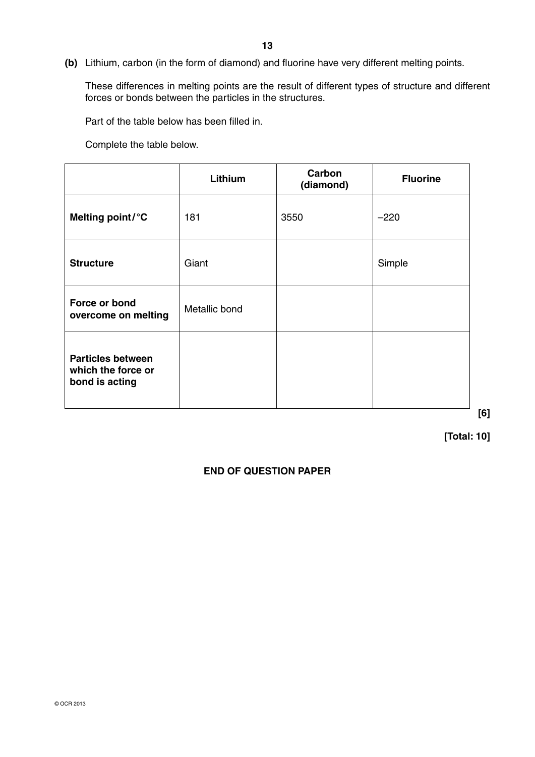**(b)** Lithium, carbon (in the form of diamond) and fluorine have very different melting points.

These differences in melting points are the result of different types of structure and different forces or bonds between the particles in the structures.

Part of the table below has been filled in.

Complete the table below.

| | **Lithium** | **Carbon (diamond)** | **Fluorine** |
|---|---|---|---|
| **Melting point/°C** | 181 | 3550 | –220 |
| **Structure** | Giant | | Simple |
| **Force or bond overcome on melting** | Metallic bond | | |
| **Particles between which the force or bond is acting** | | | |

**[6]**

**[Total: 10]**

**END OF QUESTION PAPER**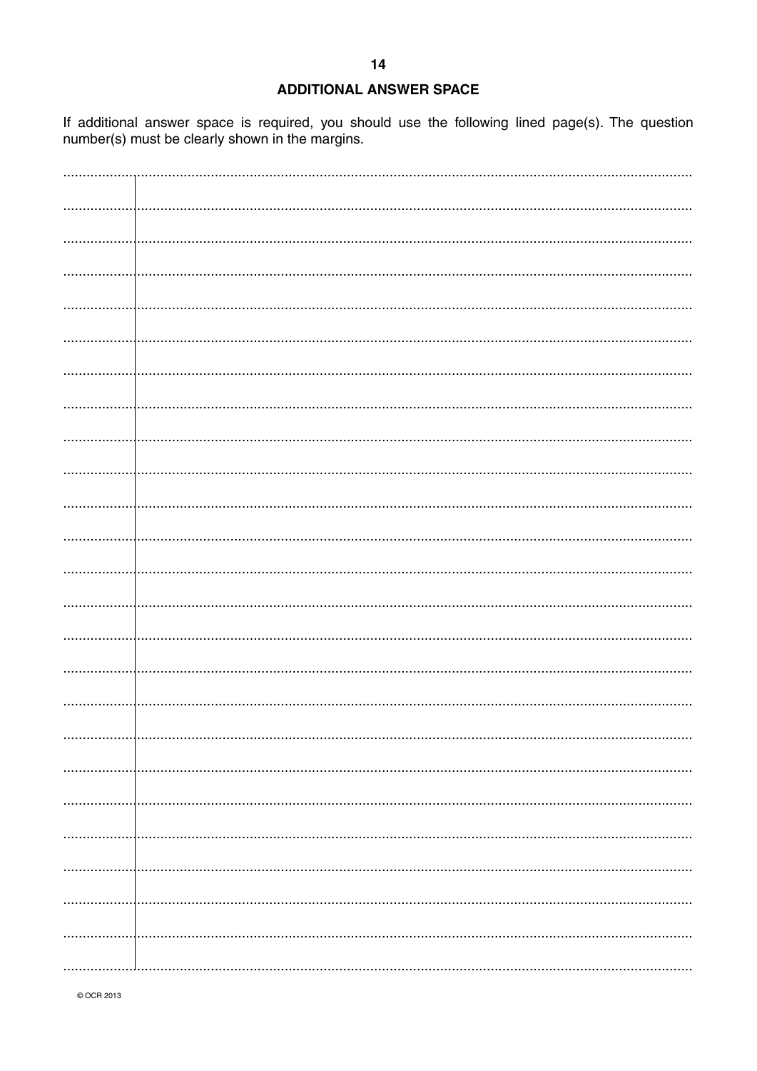## ADDITIONAL ANSWER SPACE

If additional answer space is required, you should use the following lined page(s). The question number(s) must be clearly shown in the margins.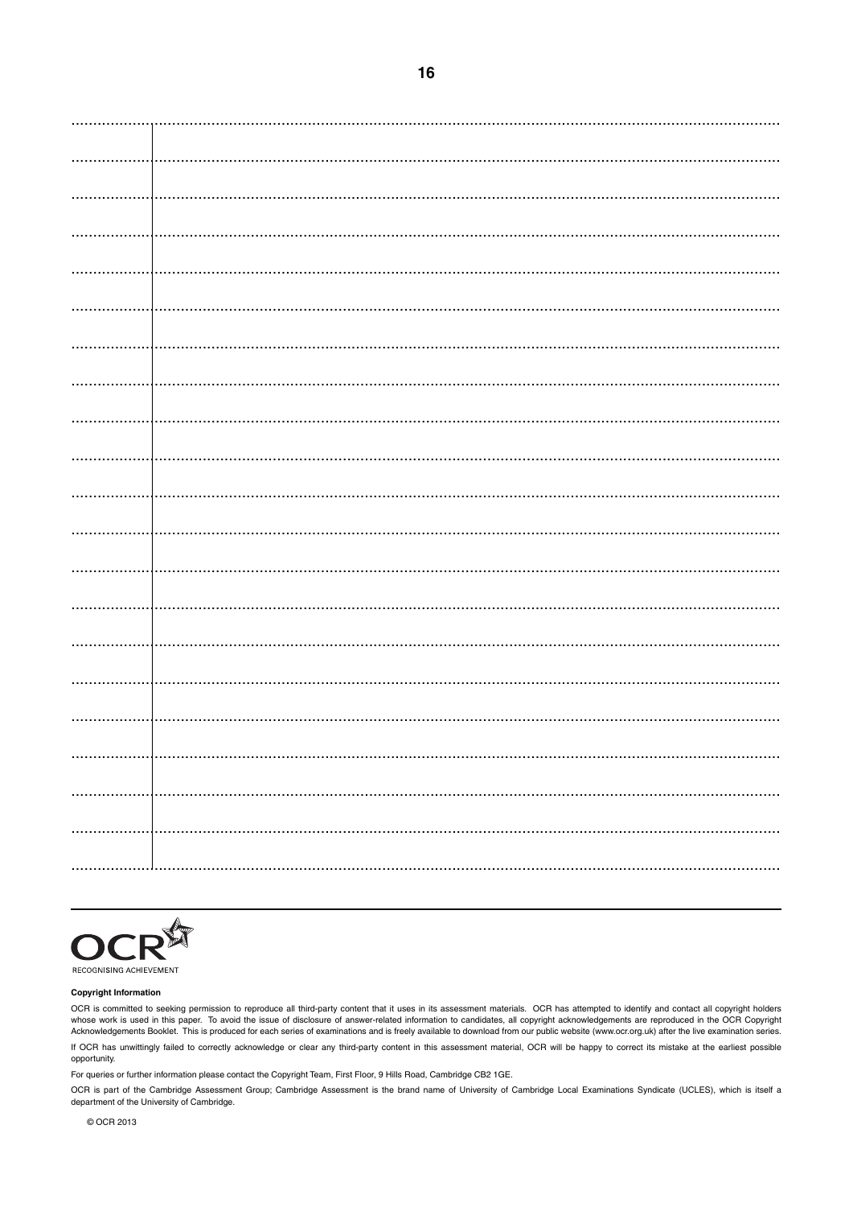OCR

RECOGNISING ACHIEVEMENT

**Copyright Information**

OCR is committed to seeking permission to reproduce all third-party content that it uses in its assessment materials. OCR has attempted to identify and contact all copyright holders whose work is used in this paper. To avoid the issue of disclosure of answer-related information to candidates, all copyright acknowledgements are reproduced in the OCR Copyright Acknowledgements Booklet. This is produced for each series of examinations and is freely available to download from our public website (www.ocr.org.uk) after the live examination series.

If OCR has unwittingly failed to correctly acknowledge or clear any third-party content in this assessment material, OCR will be happy to correct its mistake at the earliest possible opportunity.

For queries or further information please contact the Copyright Team, First Floor, 9 Hills Road, Cambridge CB2 1GE.

OCR is part of the Cambridge Assessment Group; Cambridge Assessment is the brand name of University of Cambridge Local Examinations Syndicate (UCLES), which is itself a department of the University of Cambridge.

© OCR 2013